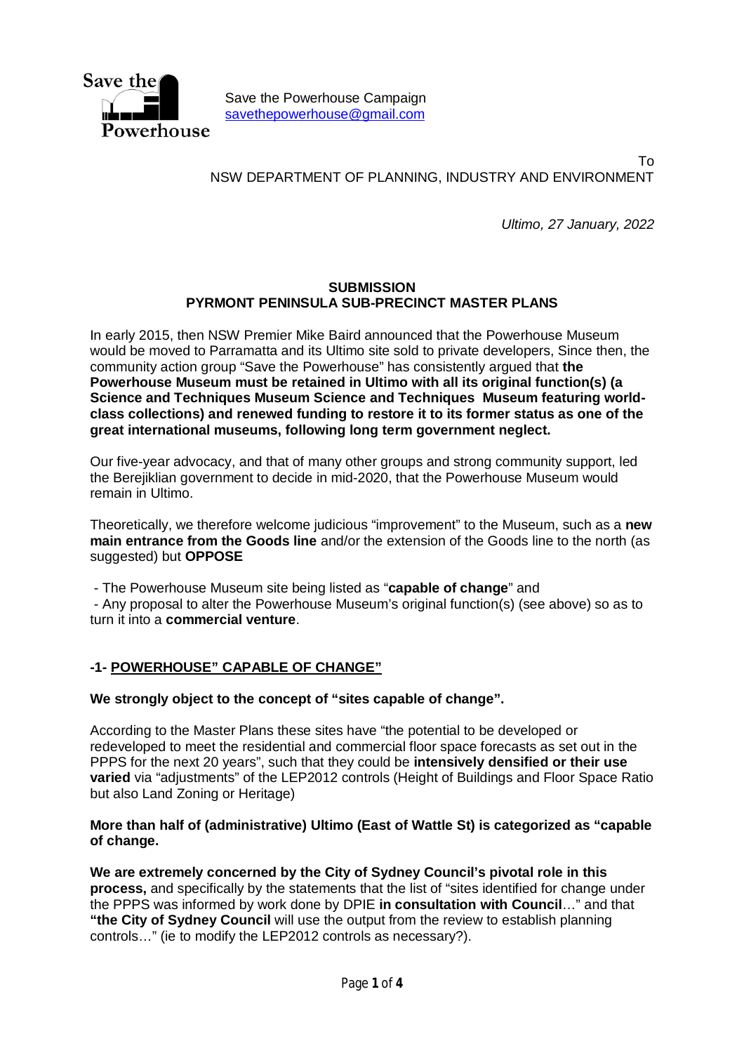Save the Powerhouse Campaign
savethepowerhouse@gmail.com

To
NSW DEPARTMENT OF PLANNING, INDUSTRY AND ENVIRONMENT

*Ultimo, 27 January, 2022*

**SUBMISSION**
**PYRMONT PENINSULA SUB-PRECINCT MASTER PLANS**

In early 2015, then NSW Premier Mike Baird announced that the Powerhouse Museum would be moved to Parramatta and its Ultimo site sold to private developers, Since then, the community action group "Save the Powerhouse" has consistently argued that **the Powerhouse Museum must be retained in Ultimo with all its original function(s) (a Science and Techniques Museum Science and Techniques Museum featuring world-class collections) and renewed funding to restore it to its former status as one of the great international museums, following long term government neglect.**

Our five-year advocacy, and that of many other groups and strong community support, led the Berejiklian government to decide in mid-2020, that the Powerhouse Museum would remain in Ultimo.

Theoretically, we therefore welcome judicious "improvement" to the Museum, such as a **new main entrance from the Goods line** and/or the extension of the Goods line to the north (as suggested) but **OPPOSE**

- The Powerhouse Museum site being listed as "**capable of change**" and
- Any proposal to alter the Powerhouse Museum's original function(s) (see above) so as to turn it into a **commercial venture**.

## -1- POWERHOUSE" CAPABLE OF CHANGE"

**We strongly object to the concept of "sites capable of change".**

According to the Master Plans these sites have "the potential to be developed or redeveloped to meet the residential and commercial floor space forecasts as set out in the PPPS for the next 20 years", such that they could be **intensively densified or their use varied** via "adjustments" of the LEP2012 controls (Height of Buildings and Floor Space Ratio but also Land Zoning or Heritage)

**More than half of (administrative) Ultimo (East of Wattle St) is categorized as "capable of change.**

**We are extremely concerned by the City of Sydney Council's pivotal role in this process,** and specifically by the statements that the list of "sites identified for change under the PPPS was informed by work done by DPIE **in consultation with Council**…" and that **"the City of Sydney Council** will use the output from the review to establish planning controls…" (ie to modify the LEP2012 controls as necessary?).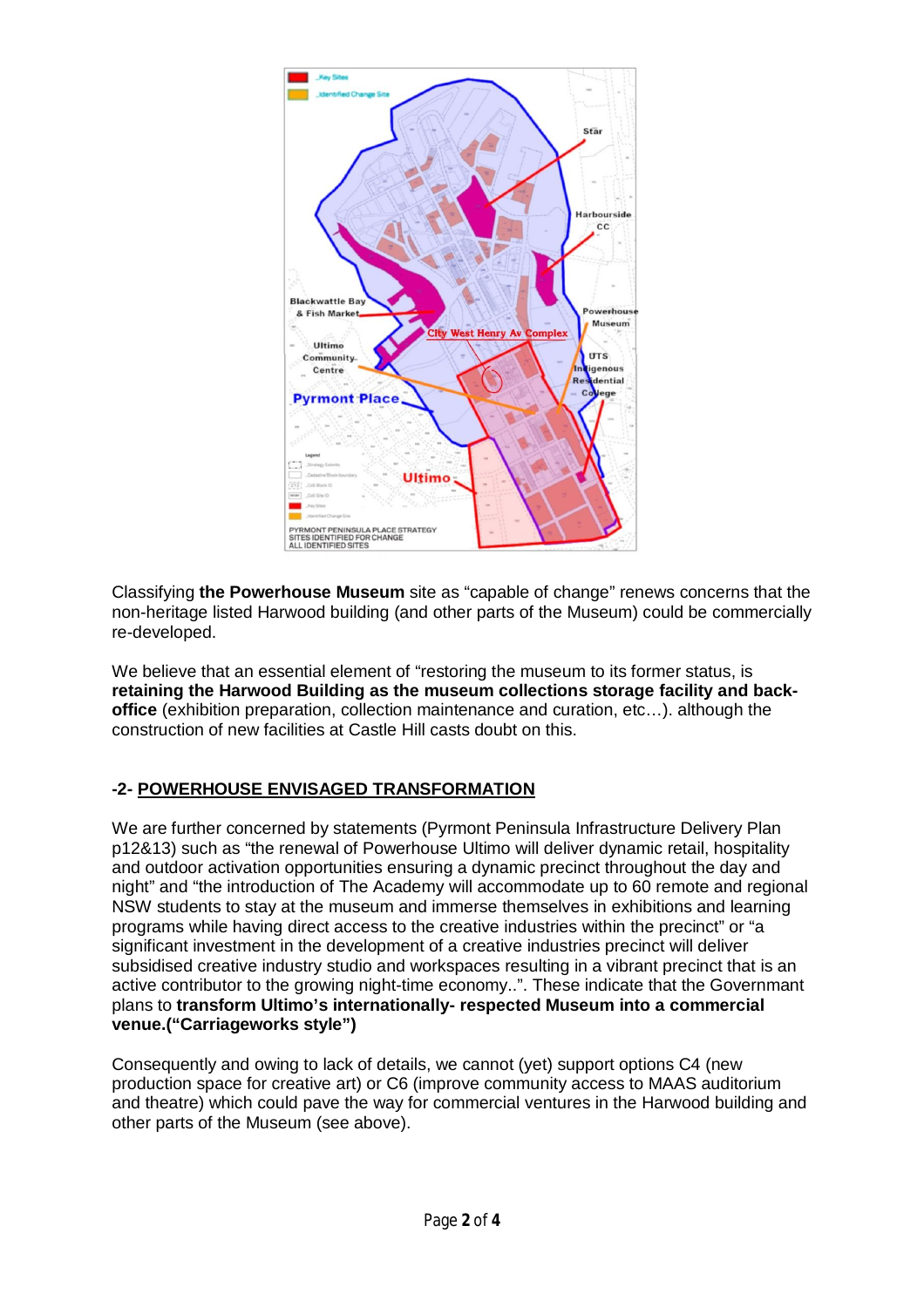Classifying **the Powerhouse Museum** site as "capable of change" renews concerns that the non-heritage listed Harwood building (and other parts of the Museum) could be commercially re-developed.

We believe that an essential element of "restoring the museum to its former status, is **retaining the Harwood Building as the museum collections storage facility and back-office** (exhibition preparation, collection maintenance and curation, etc…). although the construction of new facilities at Castle Hill casts doubt on this.

## -2- POWERHOUSE ENVISAGED TRANSFORMATION

We are further concerned by statements (Pyrmont Peninsula Infrastructure Delivery Plan p12&13) such as "the renewal of Powerhouse Ultimo will deliver dynamic retail, hospitality and outdoor activation opportunities ensuring a dynamic precinct throughout the day and night" and "the introduction of The Academy will accommodate up to 60 remote and regional NSW students to stay at the museum and immerse themselves in exhibitions and learning programs while having direct access to the creative industries within the precinct" or "a significant investment in the development of a creative industries precinct will deliver subsidised creative industry studio and workspaces resulting in a vibrant precinct that is an active contributor to the growing night-time economy..". These indicate that the Governmant plans to **transform Ultimo's internationally- respected Museum into a commercial venue.("Carriageworks style")**

Consequently and owing to lack of details, we cannot (yet) support options C4 (new production space for creative art) or C6 (improve community access to MAAS auditorium and theatre) which could pave the way for commercial ventures in the Harwood building and other parts of the Museum (see above).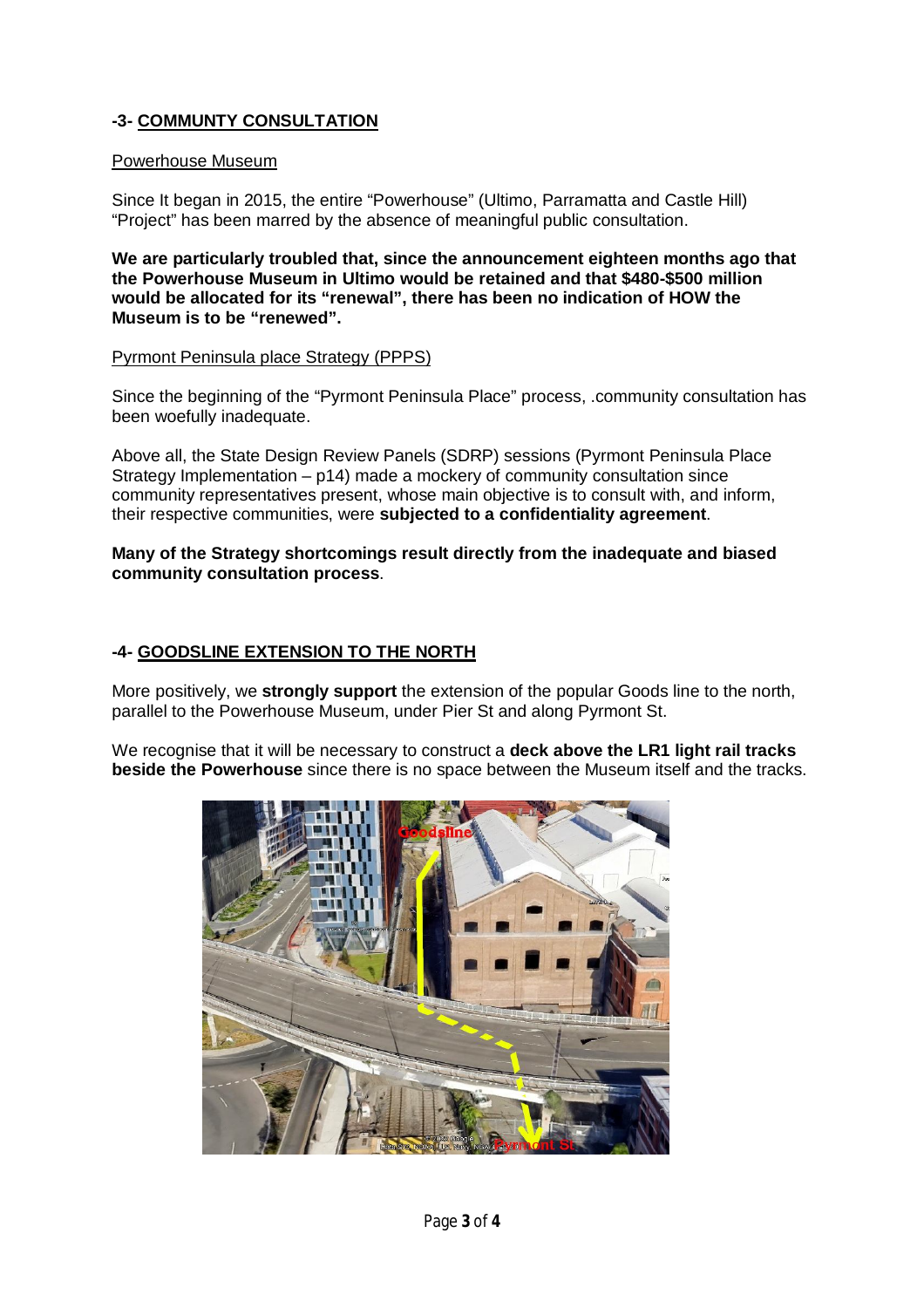## -3- COMMUNTY CONSULTATION

Powerhouse Museum

Since It began in 2015, the entire "Powerhouse" (Ultimo, Parramatta and Castle Hill) "Project" has been marred by the absence of meaningful public consultation.

**We are particularly troubled that, since the announcement eighteen months ago that the Powerhouse Museum in Ultimo would be retained and that $480-$500 million would be allocated for its "renewal", there has been no indication of HOW the Museum is to be "renewed".**

Pyrmont Peninsula place Strategy (PPPS)

Since the beginning of the "Pyrmont Peninsula Place" process, .community consultation has been woefully inadequate.

Above all, the State Design Review Panels (SDRP) sessions (Pyrmont Peninsula Place Strategy Implementation – p14) made a mockery of community consultation since community representatives present, whose main objective is to consult with, and inform, their respective communities, were **subjected to a confidentiality agreement**.

**Many of the Strategy shortcomings result directly from the inadequate and biased community consultation process**.

## -4- GOODSLINE EXTENSION TO THE NORTH

More positively, we **strongly support** the extension of the popular Goods line to the north, parallel to the Powerhouse Museum, under Pier St and along Pyrmont St.

We recognise that it will be necessary to construct a **deck above the LR1 light rail tracks beside the Powerhouse** since there is no space between the Museum itself and the tracks.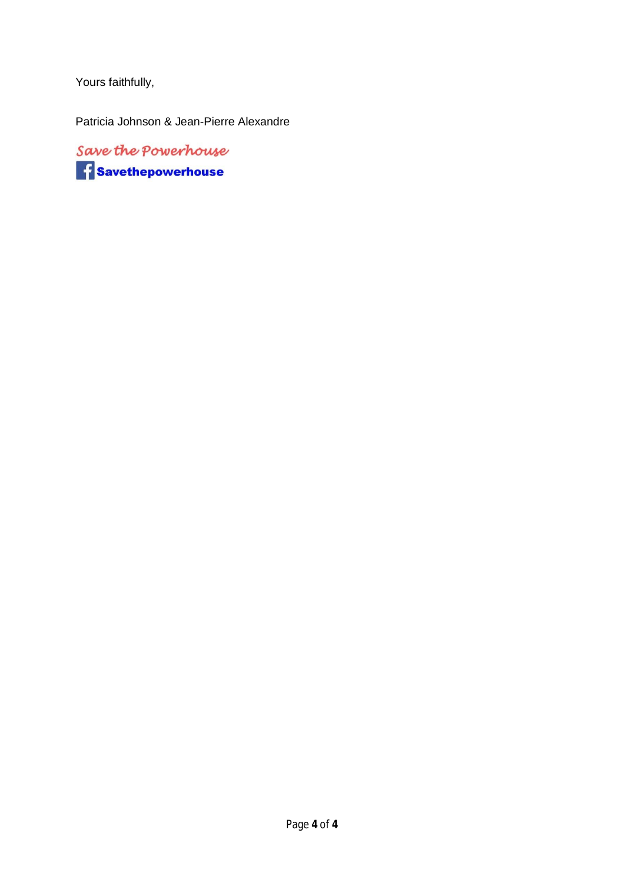Yours faithfully,

Patricia Johnson & Jean-Pierre Alexandre

*Save the Powerhouse*

**Savethepowerhouse**